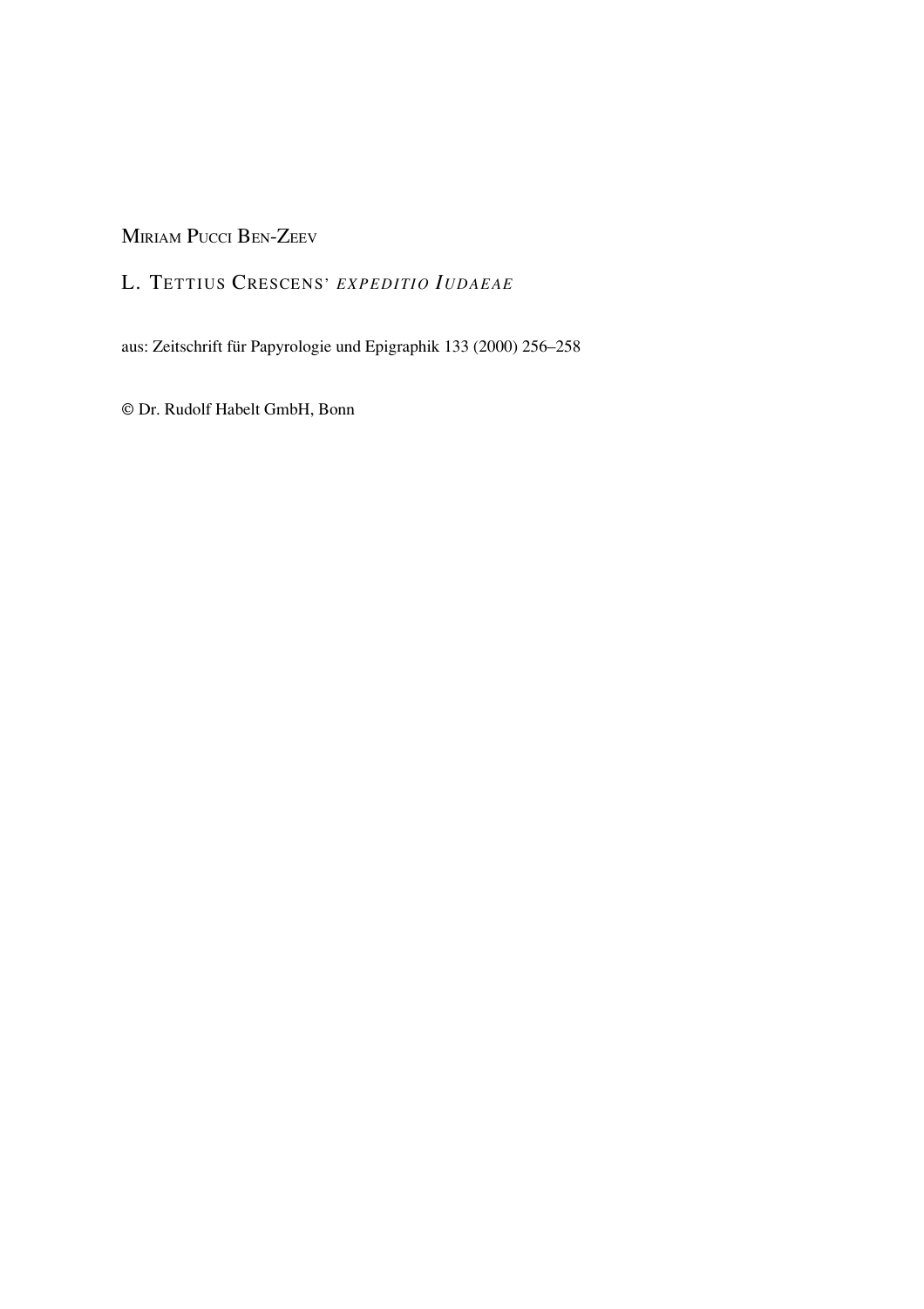MIRIAM PUCCI BEN-ZEEV

# L. TETTIUS CRESCENS' *EXPEDITIO IUDAEAE*

aus: Zeitschrift für Papyrologie und Epigraphik 133 (2000) 256–258

© Dr. Rudolf Habelt GmbH, Bonn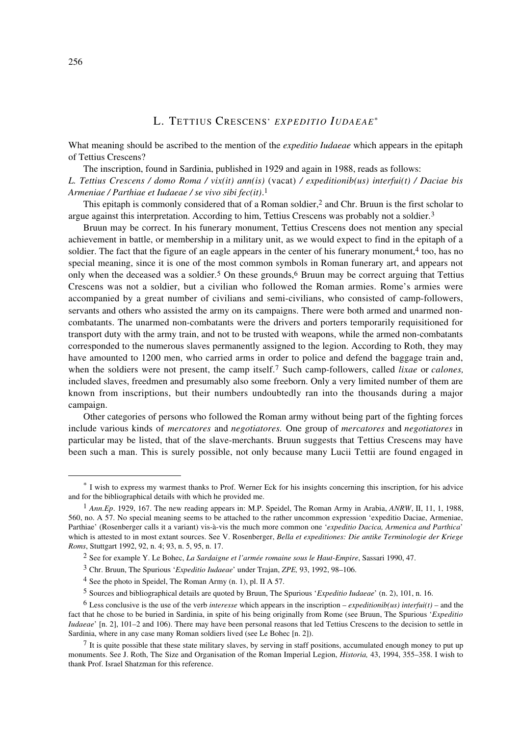## L. Tettius Crescens' *expeditio Iudaeae*[*]

What meaning should be ascribed to the mention of the *expeditio Iudaeae* which appears in the epitaph of Tettius Crescens?

The inscription, found in Sardinia, published in 1929 and again in 1988, reads as follows: *L. Tettius Crescens / domo Roma / vix(it) ann(is)* (vacat) */ expeditionib(us) interfui(t) / Daciae bis Armeniae / Parthiae et Iudaeae / se vivo sibi fec(it)*.[1]

This epitaph is commonly considered that of a Roman soldier,[2] and Chr. Bruun is the first scholar to argue against this interpretation. According to him, Tettius Crescens was probably not a soldier.[3]

Bruun may be correct. In his funerary monument, Tettius Crescens does not mention any special achievement in battle, or membership in a military unit, as we would expect to find in the epitaph of a soldier. The fact that the figure of an eagle appears in the center of his funerary monument,[4] too, has no special meaning, since it is one of the most common symbols in Roman funerary art, and appears not only when the deceased was a soldier.[5] On these grounds,[6] Bruun may be correct arguing that Tettius Crescens was not a soldier, but a civilian who followed the Roman armies. Rome's armies were accompanied by a great number of civilians and semi-civilians, who consisted of camp-followers, servants and others who assisted the army on its campaigns. There were both armed and unarmed non-combatants. The unarmed non-combatants were the drivers and porters temporarily requisitioned for transport duty with the army train, and not to be trusted with weapons, while the armed non-combatants corresponded to the numerous slaves permanently assigned to the legion. According to Roth, they may have amounted to 1200 men, who carried arms in order to police and defend the baggage train and, when the soldiers were not present, the camp itself.[7] Such camp-followers, called *lixae* or *calones,* included slaves, freedmen and presumably also some freeborn. Only a very limited number of them are known from inscriptions, but their numbers undoubtedly ran into the thousands during a major campaign.

Other categories of persons who followed the Roman army without being part of the fighting forces include various kinds of *mercatores* and *negotiatores.* One group of *mercatores* and *negotiatores* in particular may be listed, that of the slave-merchants. Bruun suggests that Tettius Crescens may have been such a man. This is surely possible, not only because many Lucii Tettii are found engaged in

---

[*] I wish to express my warmest thanks to Prof. Werner Eck for his insights concerning this inscription, for his advice and for the bibliographical details with which he provided me.

[1] *Ann.Ep*. 1929, 167. The new reading appears in: M.P. Speidel, The Roman Army in Arabia, *ANRW*, II, 11, 1, 1988, 560, no. A 57. No special meaning seems to be attached to the rather uncommon expression 'expeditio Daciae, Armeniae, Parthiae' (Rosenberger calls it a variant) vis-à-vis the much more common one '*expeditio Dacica, Armenica and Parthica*' which is attested to in most extant sources. See V. Rosenberger, *Bella et expeditiones: Die antike Terminologie der Kriege Roms*, Stuttgart 1992, 92, n. 4; 93, n. 5, 95, n. 17.

[2] See for example Y. Le Bohec, *La Sardaigne et l'armée romaine sous le Haut-Empire*, Sassari 1990, 47.

[3] Chr. Bruun, The Spurious '*Expeditio Iudaeae*' under Trajan, *ZPE,* 93, 1992, 98–106.

[4] See the photo in Speidel, The Roman Army (n. 1), pl. II A 57.

[5] Sources and bibliographical details are quoted by Bruun, The Spurious '*Expeditio Iudaeae*' (n. 2), 101, n. 16.

[6] Less conclusive is the use of the verb *interesse* which appears in the inscription – *expeditionib(us) interfui(t)* – and the fact that he chose to be buried in Sardinia, in spite of his being originally from Rome (see Bruun, The Spurious '*Expeditio Iudaeae*' [n. 2], 101–2 and 106). There may have been personal reasons that led Tettius Crescens to the decision to settle in Sardinia, where in any case many Roman soldiers lived (see Le Bohec [n. 2]).

[7] It is quite possible that these state military slaves, by serving in staff positions, accumulated enough money to put up monuments. See J. Roth, The Size and Organisation of the Roman Imperial Legion, *Historia,* 43, 1994, 355–358. I wish to thank Prof. Israel Shatzman for this reference.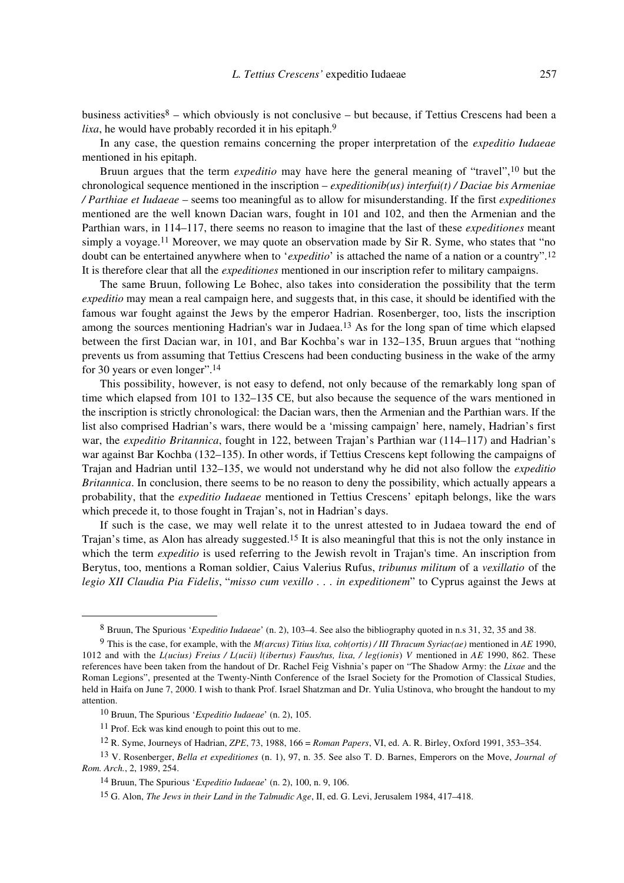business activities[8] – which obviously is not conclusive – but because, if Tettius Crescens had been a *lixa*, he would have probably recorded it in his epitaph.[9]

In any case, the question remains concerning the proper interpretation of the *expeditio Iudaeae* mentioned in his epitaph.

Bruun argues that the term *expeditio* may have here the general meaning of "travel",[10] but the chronological sequence mentioned in the inscription – *expeditionib(us) interfui(t) / Daciae bis Armeniae / Parthiae et Iudaeae* – seems too meaningful as to allow for misunderstanding. If the first *expeditiones* mentioned are the well known Dacian wars, fought in 101 and 102, and then the Armenian and the Parthian wars, in 114–117, there seems no reason to imagine that the last of these *expeditiones* meant simply a voyage.[11] Moreover, we may quote an observation made by Sir R. Syme, who states that "no doubt can be entertained anywhere when to '*expeditio*' is attached the name of a nation or a country".[12] It is therefore clear that all the *expeditiones* mentioned in our inscription refer to military campaigns.

The same Bruun, following Le Bohec, also takes into consideration the possibility that the term *expeditio* may mean a real campaign here, and suggests that, in this case, it should be identified with the famous war fought against the Jews by the emperor Hadrian. Rosenberger, too, lists the inscription among the sources mentioning Hadrian's war in Judaea.[13] As for the long span of time which elapsed between the first Dacian war, in 101, and Bar Kochba's war in 132–135, Bruun argues that "nothing prevents us from assuming that Tettius Crescens had been conducting business in the wake of the army for 30 years or even longer".[14]

This possibility, however, is not easy to defend, not only because of the remarkably long span of time which elapsed from 101 to 132–135 CE, but also because the sequence of the wars mentioned in the inscription is strictly chronological: the Dacian wars, then the Armenian and the Parthian wars. If the list also comprised Hadrian's wars, there would be a 'missing campaign' here, namely, Hadrian's first war, the *expeditio Britannica*, fought in 122, between Trajan's Parthian war (114–117) and Hadrian's war against Bar Kochba (132–135). In other words, if Tettius Crescens kept following the campaigns of Trajan and Hadrian until 132–135, we would not understand why he did not also follow the *expeditio Britannica*. In conclusion, there seems to be no reason to deny the possibility, which actually appears a probability, that the *expeditio Iudaeae* mentioned in Tettius Crescens' epitaph belongs, like the wars which precede it, to those fought in Trajan's, not in Hadrian's days.

If such is the case, we may well relate it to the unrest attested to in Judaea toward the end of Trajan's time, as Alon has already suggested.[15] It is also meaningful that this is not the only instance in which the term *expeditio* is used referring to the Jewish revolt in Trajan's time. An inscription from Berytus, too, mentions a Roman soldier, Caius Valerius Rufus, *tribunus militum* of a *vexillatio* of the *legio XII Claudia Pia Fidelis*, "*misso cum vexillo . . . in expeditionem*" to Cyprus against the Jews at

---

[8] Bruun, The Spurious '*Expeditio Iudaeae*' (n. 2), 103–4. See also the bibliography quoted in n.s 31, 32, 35 and 38.

[9] This is the case, for example, with the *M(arcus) Titius lixa, coh(ortis) / III Thracum Syriac(ae)* mentioned in *AE* 1990, 1012 and with the *L(ucius) Freius / L(ucii) l(ibertus) Faus/tus, lixa, / leg(ionis) V* mentioned in *AE* 1990, 862. These references have been taken from the handout of Dr. Rachel Feig Vishnia's paper on "The Shadow Army: the *Lixae* and the Roman Legions", presented at the Twenty-Ninth Conference of the Israel Society for the Promotion of Classical Studies, held in Haifa on June 7, 2000. I wish to thank Prof. Israel Shatzman and Dr. Yulia Ustinova, who brought the handout to my attention.

[10] Bruun, The Spurious '*Expeditio Iudaeae*' (n. 2), 105.

[11] Prof. Eck was kind enough to point this out to me.

[12] R. Syme, Journeys of Hadrian, *ZPE*, 73, 1988, 166 = *Roman Papers*, VI, ed. A. R. Birley, Oxford 1991, 353–354.

[13] V. Rosenberger, *Bella et expeditiones* (n. 1), 97, n. 35. See also T. D. Barnes, Emperors on the Move, *Journal of Rom. Arch.*, 2, 1989, 254.

[14] Bruun, The Spurious '*Expeditio Iudaeae*' (n. 2), 100, n. 9, 106.

[15] G. Alon, *The Jews in their Land in the Talmudic Age*, II, ed. G. Levi, Jerusalem 1984, 417–418.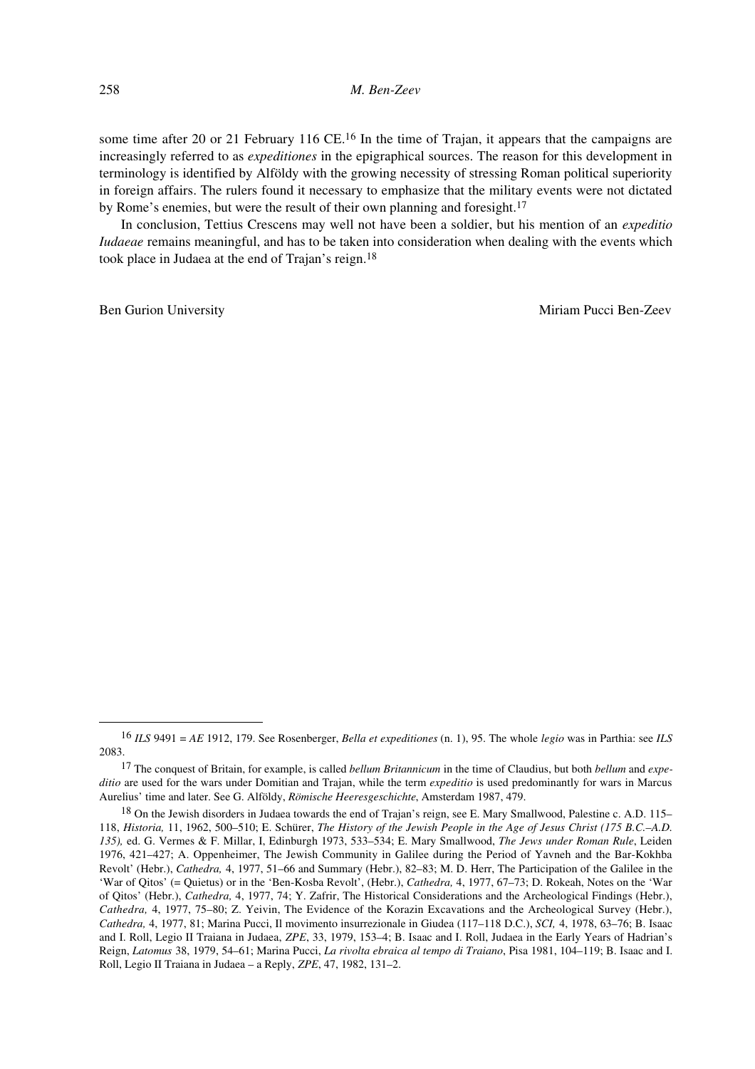some time after 20 or 21 February 116 CE.[16] In the time of Trajan, it appears that the campaigns are increasingly referred to as *expeditiones* in the epigraphical sources. The reason for this development in terminology is identified by Alföldy with the growing necessity of stressing Roman political superiority in foreign affairs. The rulers found it necessary to emphasize that the military events were not dictated by Rome's enemies, but were the result of their own planning and foresight.[17]

In conclusion, Tettius Crescens may well not have been a soldier, but his mention of an *expeditio Iudaeae* remains meaningful, and has to be taken into consideration when dealing with the events which took place in Judaea at the end of Trajan's reign.[18]

Ben Gurion University — Miriam Pucci Ben-Zeev

---

[16] *ILS* 9491 = *AE* 1912, 179. See Rosenberger, *Bella et expeditiones* (n. 1), 95. The whole *legio* was in Parthia: see *ILS* 2083.

[17] The conquest of Britain, for example, is called *bellum Britannicum* in the time of Claudius, but both *bellum* and *expeditio* are used for the wars under Domitian and Trajan, while the term *expeditio* is used predominantly for wars in Marcus Aurelius' time and later. See G. Alföldy, *Römische Heeresgeschichte*, Amsterdam 1987, 479.

[18] On the Jewish disorders in Judaea towards the end of Trajan's reign, see E. Mary Smallwood, Palestine c. A.D. 115–118, *Historia,* 11, 1962, 500–510; E. Schürer, *The History of the Jewish People in the Age of Jesus Christ (175 B.C.–A.D. 135),* ed. G. Vermes & F. Millar, I, Edinburgh 1973, 533–534; E. Mary Smallwood, *The Jews under Roman Rule*, Leiden 1976, 421–427; A. Oppenheimer, The Jewish Community in Galilee during the Period of Yavneh and the Bar-Kokhba Revolt' (Hebr.), *Cathedra,* 4, 1977, 51–66 and Summary (Hebr.), 82–83; M. D. Herr, The Participation of the Galilee in the 'War of Qitos' (= Quietus) or in the 'Ben-Kosba Revolt', (Hebr.), *Cathedra,* 4, 1977, 67–73; D. Rokeah, Notes on the 'War of Qitos' (Hebr.), *Cathedra,* 4, 1977, 74; Y. Zafrir, The Historical Considerations and the Archeological Findings (Hebr.), *Cathedra,* 4, 1977, 75–80; Z. Yeivin, The Evidence of the Korazin Excavations and the Archeological Survey (Hebr.), *Cathedra,* 4, 1977, 81; Marina Pucci, Il movimento insurrezionale in Giudea (117–118 D.C.), *SCI,* 4, 1978, 63–76; B. Isaac and I. Roll, Legio II Traiana in Judaea, *ZPE*, 33, 1979, 153–4; B. Isaac and I. Roll, Judaea in the Early Years of Hadrian's Reign, *Latomus* 38, 1979, 54–61; Marina Pucci, *La rivolta ebraica al tempo di Traiano*, Pisa 1981, 104–119; B. Isaac and I. Roll, Legio II Traiana in Judaea – a Reply, *ZPE*, 47, 1982, 131–2.